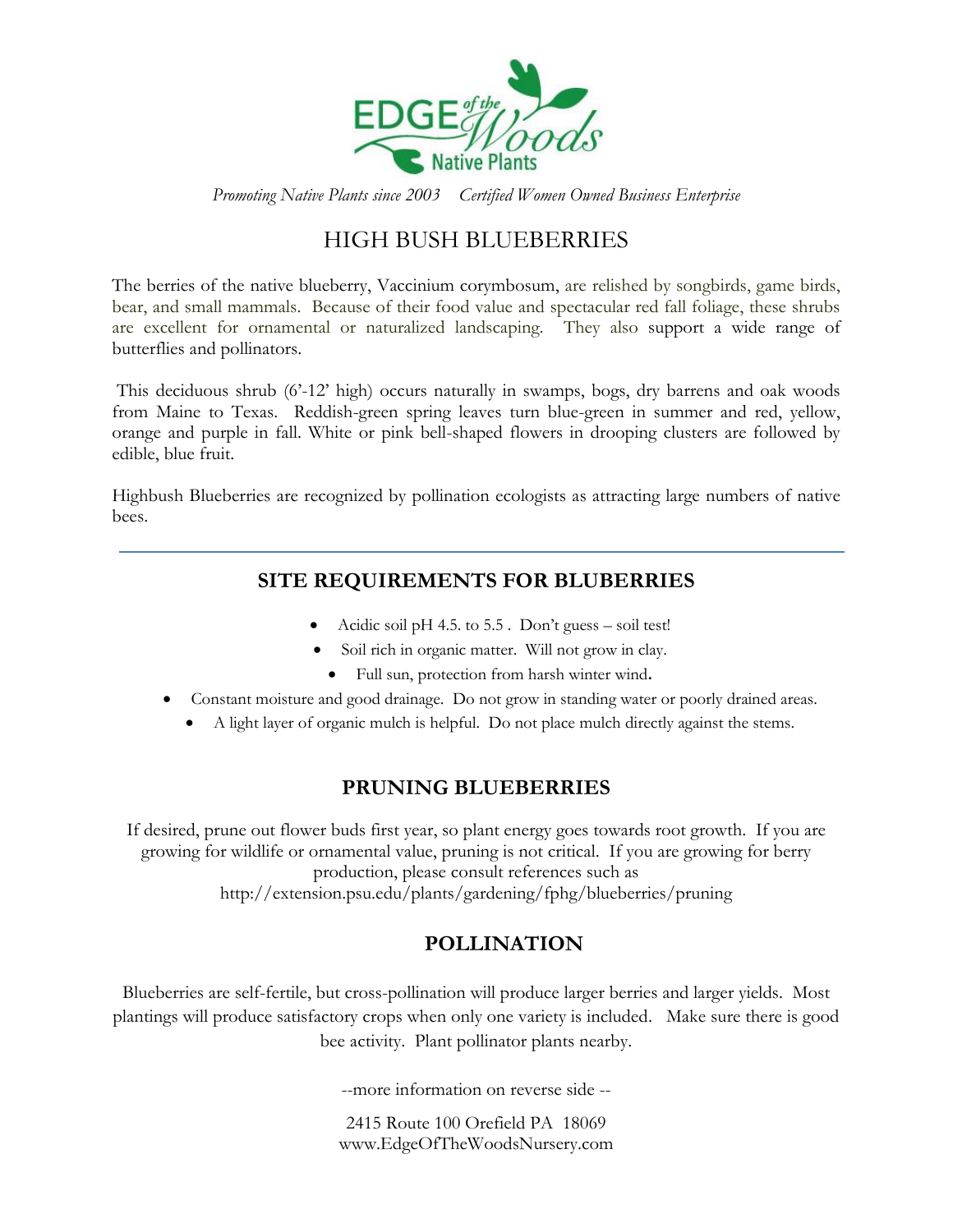EDGE of the Woods Native Plants

*Promoting Native Plants since 2003    Certified Women Owned Business Enterprise*

# HIGH BUSH BLUEBERRIES

The berries of the native blueberry, Vaccinium corymbosum, are relished by songbirds, game birds, bear, and small mammals. Because of their food value and spectacular red fall foliage, these shrubs are excellent for ornamental or naturalized landscaping. They also support a wide range of butterflies and pollinators.

This deciduous shrub (6'-12' high) occurs naturally in swamps, bogs, dry barrens and oak woods from Maine to Texas. Reddish-green spring leaves turn blue-green in summer and red, yellow, orange and purple in fall. White or pink bell-shaped flowers in drooping clusters are followed by edible, blue fruit.

Highbush Blueberries are recognized by pollination ecologists as attracting large numbers of native bees.

---

## SITE REQUIREMENTS FOR BLUBERRIES

- Acidic soil pH 4.5. to 5.5 . Don't guess – soil test!
- Soil rich in organic matter. Will not grow in clay.
- Full sun, protection from harsh winter wind**.**
- Constant moisture and good drainage. Do not grow in standing water or poorly drained areas.
- A light layer of organic mulch is helpful. Do not place mulch directly against the stems.

## PRUNING BLUEBERRIES

If desired, prune out flower buds first year, so plant energy goes towards root growth. If you are growing for wildlife or ornamental value, pruning is not critical. If you are growing for berry production, please consult references such as http://extension.psu.edu/plants/gardening/fphg/blueberries/pruning

## POLLINATION

Blueberries are self-fertile, but cross-pollination will produce larger berries and larger yields. Most plantings will produce satisfactory crops when only one variety is included. Make sure there is good bee activity. Plant pollinator plants nearby.

--more information on reverse side --

2415 Route 100 Orefield PA 18069
www.EdgeOfTheWoodsNursery.com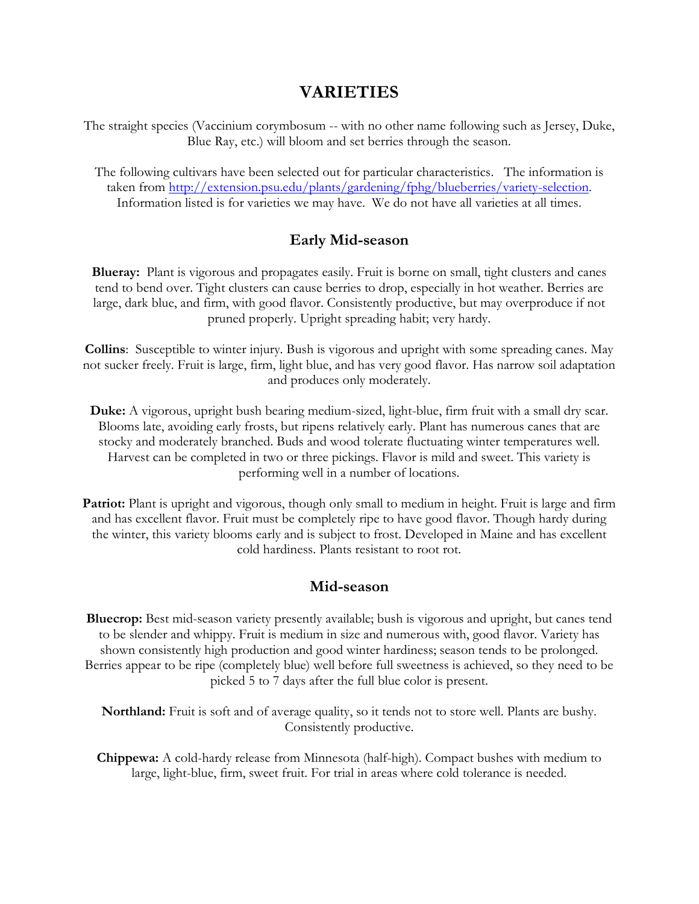# VARIETIES

The straight species (Vaccinium corymbosum -- with no other name following such as Jersey, Duke, Blue Ray, etc.) will bloom and set berries through the season.

The following cultivars have been selected out for particular characteristics. The information is taken from [http://extension.psu.edu/plants/gardening/fphg/blueberries/variety-selection](http://extension.psu.edu/plants/gardening/fphg/blueberries/variety-selection). Information listed is for varieties we may have. We do not have all varieties at all times.

## Early Mid-season

**Blueray:** Plant is vigorous and propagates easily. Fruit is borne on small, tight clusters and canes tend to bend over. Tight clusters can cause berries to drop, especially in hot weather. Berries are large, dark blue, and firm, with good flavor. Consistently productive, but may overproduce if not pruned properly. Upright spreading habit; very hardy.

**Collins**: Susceptible to winter injury. Bush is vigorous and upright with some spreading canes. May not sucker freely. Fruit is large, firm, light blue, and has very good flavor. Has narrow soil adaptation and produces only moderately.

**Duke:** A vigorous, upright bush bearing medium-sized, light-blue, firm fruit with a small dry scar. Blooms late, avoiding early frosts, but ripens relatively early. Plant has numerous canes that are stocky and moderately branched. Buds and wood tolerate fluctuating winter temperatures well. Harvest can be completed in two or three pickings. Flavor is mild and sweet. This variety is performing well in a number of locations.

**Patriot:** Plant is upright and vigorous, though only small to medium in height. Fruit is large and firm and has excellent flavor. Fruit must be completely ripe to have good flavor. Though hardy during the winter, this variety blooms early and is subject to frost. Developed in Maine and has excellent cold hardiness. Plants resistant to root rot.

## Mid-season

**Bluecrop:** Best mid-season variety presently available; bush is vigorous and upright, but canes tend to be slender and whippy. Fruit is medium in size and numerous with, good flavor. Variety has shown consistently high production and good winter hardiness; season tends to be prolonged. Berries appear to be ripe (completely blue) well before full sweetness is achieved, so they need to be picked 5 to 7 days after the full blue color is present.

**Northland:** Fruit is soft and of average quality, so it tends not to store well. Plants are bushy. Consistently productive.

**Chippewa:** A cold-hardy release from Minnesota (half-high). Compact bushes with medium to large, light-blue, firm, sweet fruit. For trial in areas where cold tolerance is needed.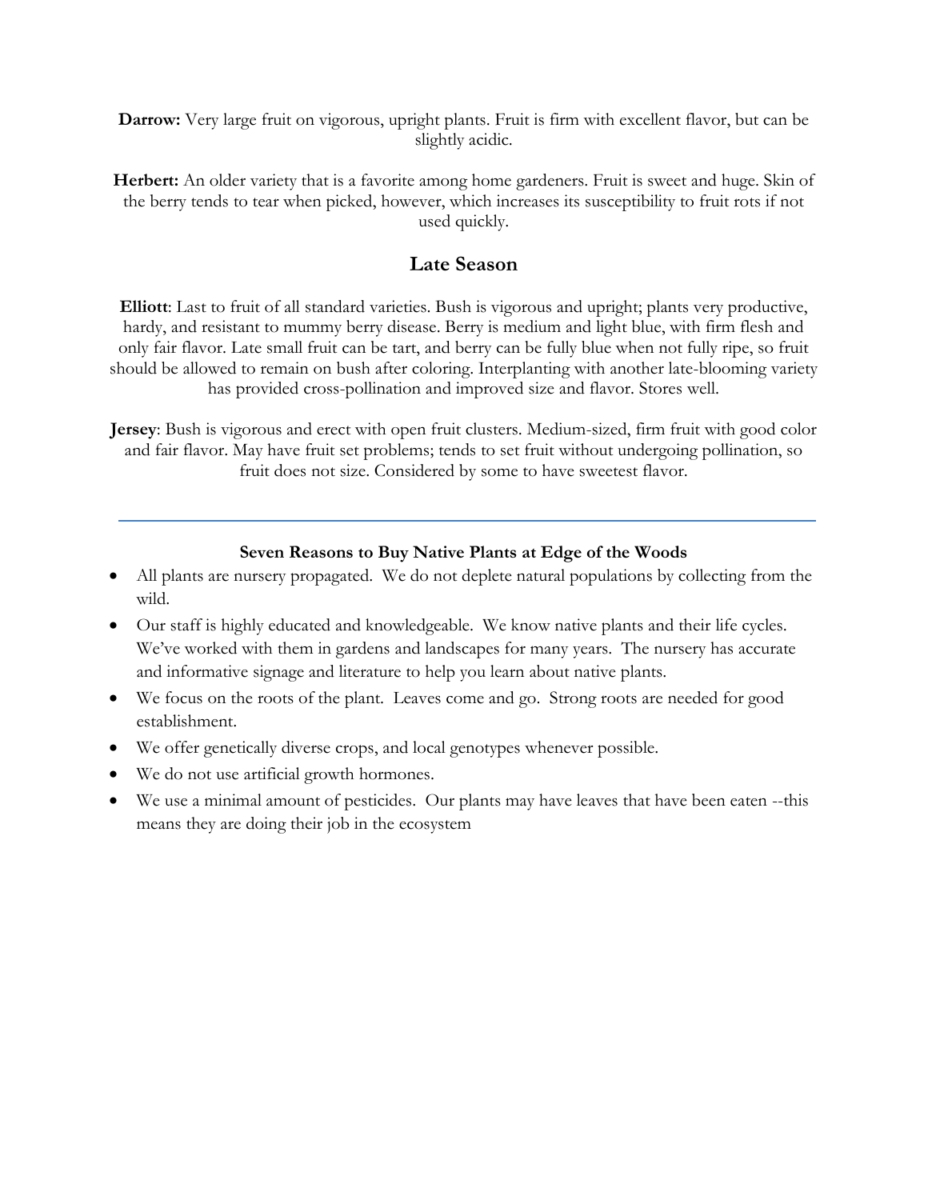**Darrow:** Very large fruit on vigorous, upright plants. Fruit is firm with excellent flavor, but can be slightly acidic.

**Herbert:** An older variety that is a favorite among home gardeners. Fruit is sweet and huge. Skin of the berry tends to tear when picked, however, which increases its susceptibility to fruit rots if not used quickly.

## Late Season

**Elliott**: Last to fruit of all standard varieties. Bush is vigorous and upright; plants very productive, hardy, and resistant to mummy berry disease. Berry is medium and light blue, with firm flesh and only fair flavor. Late small fruit can be tart, and berry can be fully blue when not fully ripe, so fruit should be allowed to remain on bush after coloring. Interplanting with another late-blooming variety has provided cross-pollination and improved size and flavor. Stores well.

**Jersey**: Bush is vigorous and erect with open fruit clusters. Medium-sized, firm fruit with good color and fair flavor. May have fruit set problems; tends to set fruit without undergoing pollination, so fruit does not size. Considered by some to have sweetest flavor.

---

**Seven Reasons to Buy Native Plants at Edge of the Woods**

- All plants are nursery propagated. We do not deplete natural populations by collecting from the wild.
- Our staff is highly educated and knowledgeable. We know native plants and their life cycles. We've worked with them in gardens and landscapes for many years. The nursery has accurate and informative signage and literature to help you learn about native plants.
- We focus on the roots of the plant. Leaves come and go. Strong roots are needed for good establishment.
- We offer genetically diverse crops, and local genotypes whenever possible.
- We do not use artificial growth hormones.
- We use a minimal amount of pesticides. Our plants may have leaves that have been eaten --this means they are doing their job in the ecosystem